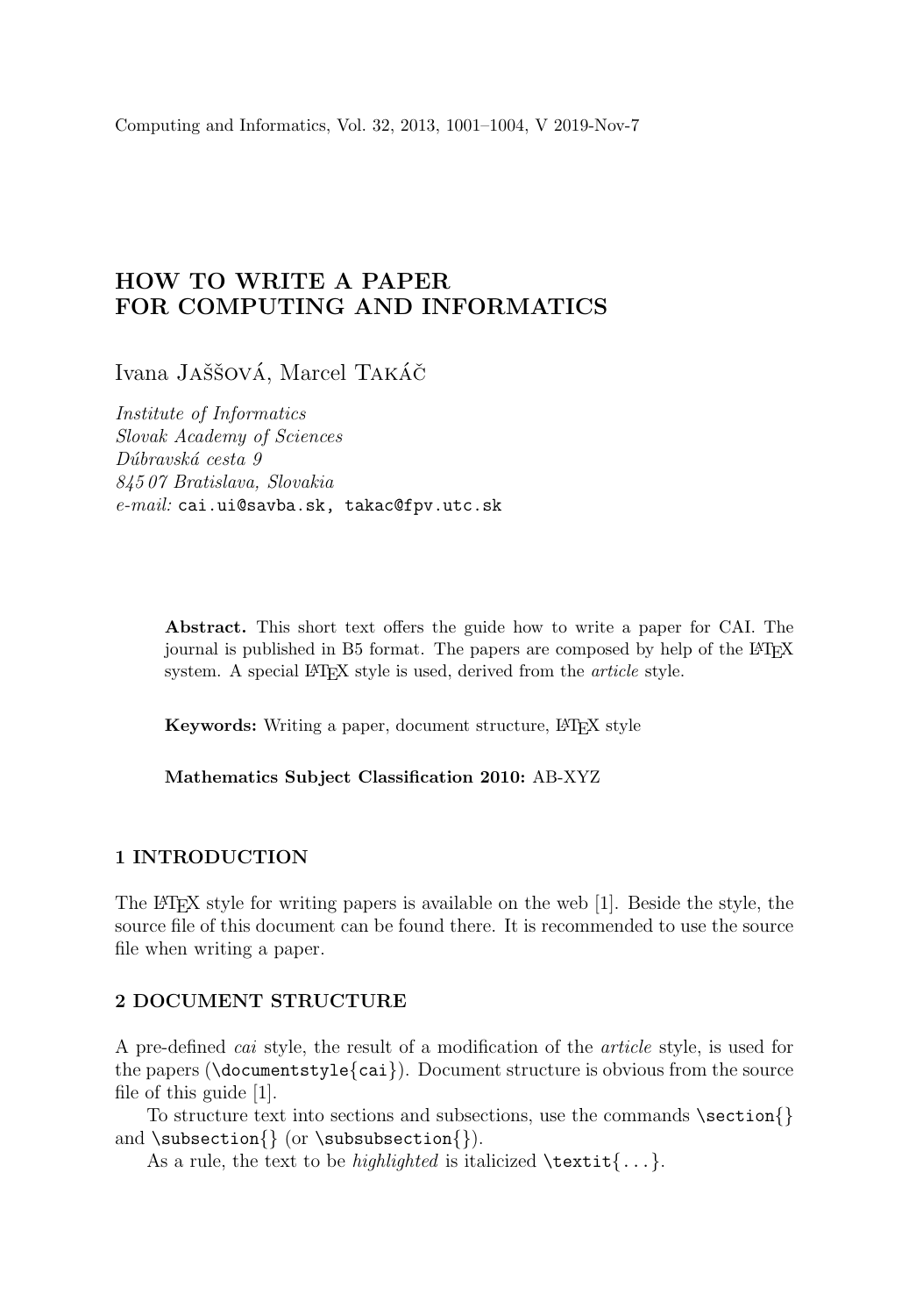# HOW TO WRITE A PAPER FOR COMPUTING AND INFORMATICS

Ivana Jaššová, Marcel Takáč

*Institute of Informatics*
*Slovak Academy of Sciences*
*Dúbravská cesta 9*
*845 07 Bratislava, Slovakia*
*e-mail:* `cai.ui@savba.sk, takac@fpv.utc.sk`

**Abstract.** This short text offers the guide how to write a paper for CAI. The journal is published in B5 format. The papers are composed by help of the LaTeX system. A special LaTeX style is used, derived from the *article* style.

**Keywords:** Writing a paper, document structure, LaTeX style

**Mathematics Subject Classification 2010:** AB-XYZ

## 1 INTRODUCTION

The LaTeX style for writing papers is available on the web [1]. Beside the style, the source file of this document can be found there. It is recommended to use the source file when writing a paper.

## 2 DOCUMENT STRUCTURE

A pre-defined *cai* style, the result of a modification of the *article* style, is used for the papers (`\documentstyle{cai}`). Document structure is obvious from the source file of this guide [1].

To structure text into sections and subsections, use the commands `\section{}` and `\subsection{}` (or `\subsubsection{}`).

As a rule, the text to be *highlighted* is italicized `\textit{...}`.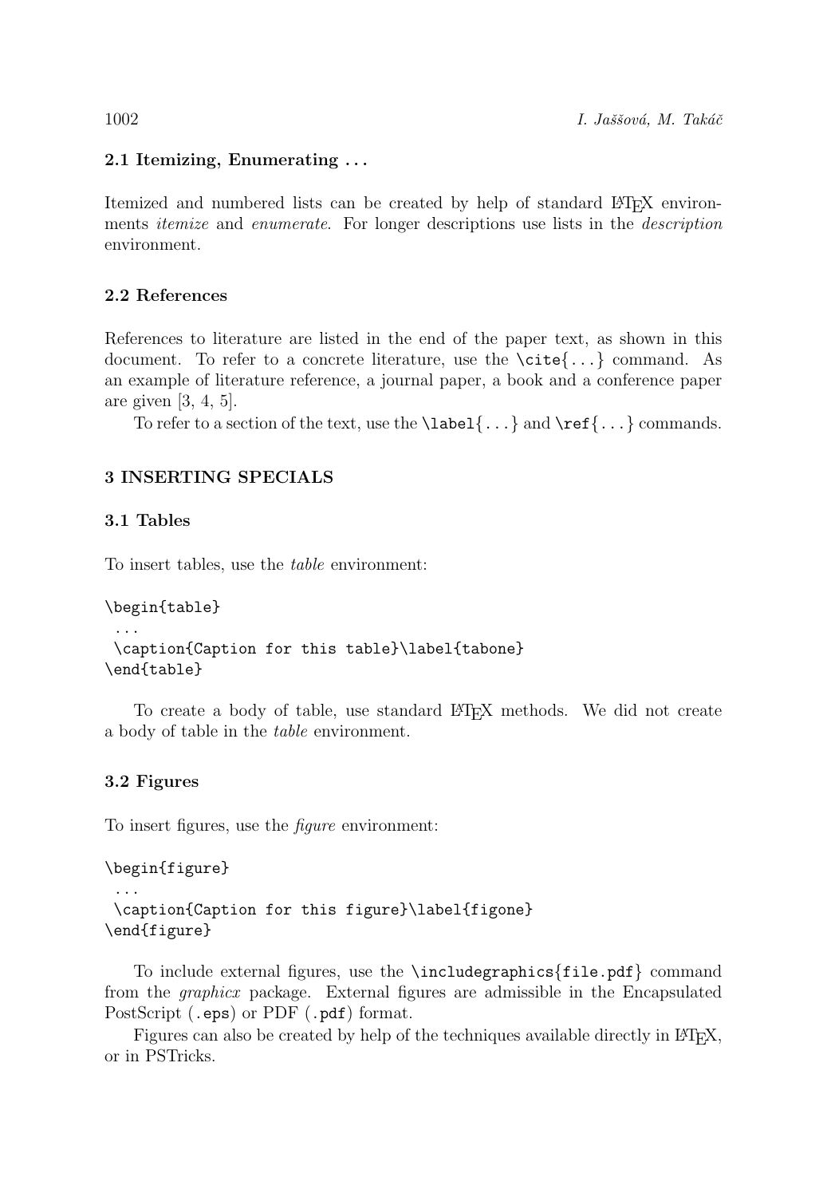### 2.1 Itemizing, Enumerating ...

Itemized and numbered lists can be created by help of standard LaTeX environments *itemize* and *enumerate*. For longer descriptions use lists in the *description* environment.

### 2.2 References

References to literature are listed in the end of the paper text, as shown in this document. To refer to a concrete literature, use the `\cite{...}` command. As an example of literature reference, a journal paper, a book and a conference paper are given [3, 4, 5].

To refer to a section of the text, use the `\label{...}` and `\ref{...}` commands.

## 3 INSERTING SPECIALS

### 3.1 Tables

To insert tables, use the *table* environment:

```
\begin{table}
 ...
 \caption{Caption for this table}\label{tabone}
\end{table}
```

To create a body of table, use standard LaTeX methods. We did not create a body of table in the *table* environment.

### 3.2 Figures

To insert figures, use the *figure* environment:

```
\begin{figure}
 ...
 \caption{Caption for this figure}\label{figone}
\end{figure}
```

To include external figures, use the `\includegraphics{file.pdf}` command from the *graphicx* package. External figures are admissible in the Encapsulated PostScript (`.eps`) or PDF (`.pdf`) format.

Figures can also be created by help of the techniques available directly in LaTeX, or in PSTricks.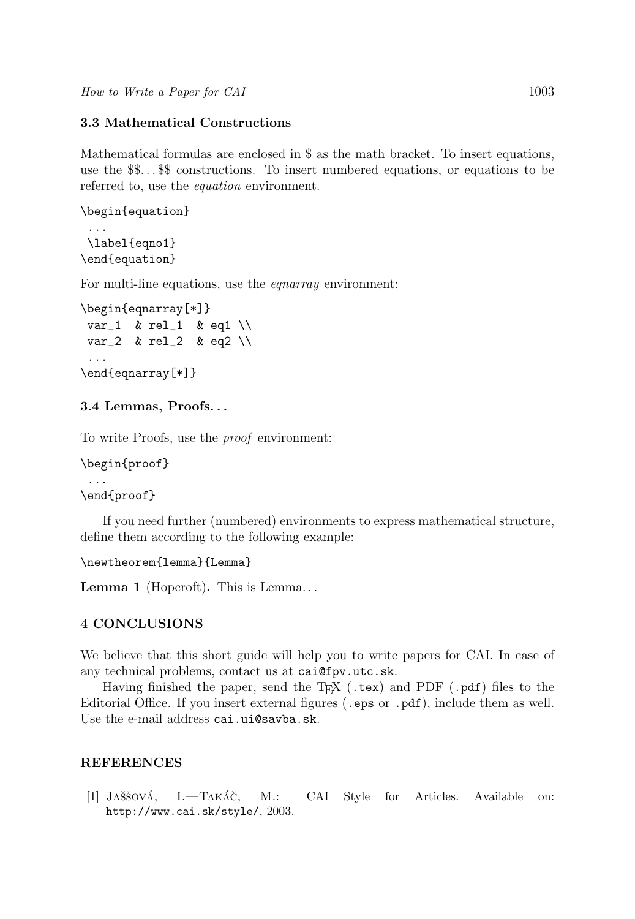### 3.3 Mathematical Constructions

Mathematical formulas are enclosed in $ as the math bracket. To insert equations, use the $$…$$ constructions. To insert numbered equations, or equations to be referred to, use the *equation* environment.

```
\begin{equation}
 ...
 \label{eqno1}
\end{equation}
```

For multi-line equations, use the *eqnarray* environment:

```
\begin{eqnarray[*]}
 var_1  & rel_1  & eq1 \\
 var_2  & rel_2  & eq2 \\
 ...
\end{eqnarray[*]}
```

### 3.4 Lemmas, Proofs…

To write Proofs, use the *proof* environment:

```
\begin{proof}
 ...
\end{proof}
```

If you need further (numbered) environments to express mathematical structure, define them according to the following example:

```
\newtheorem{lemma}{Lemma}
```

**Lemma 1** (Hopcroft)**.** This is Lemma…

## 4 CONCLUSIONS

We believe that this short guide will help you to write papers for CAI. In case of any technical problems, contact us at `cai@fpv.utc.sk`.

Having finished the paper, send the TEX (`.tex`) and PDF (`.pdf`) files to the Editorial Office. If you insert external figures (`.eps` or `.pdf`), include them as well. Use the e-mail address `cai.ui@savba.sk`.

## REFERENCES

[1] Jaššová, I.—Takáč, M.: CAI Style for Articles. Available on: `http://www.cai.sk/style/`, 2003.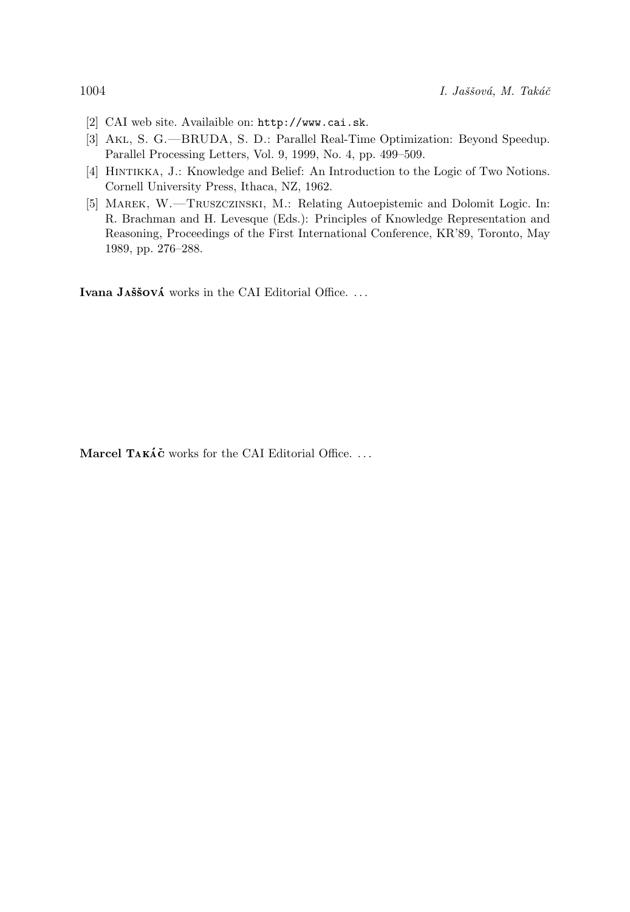[2] CAI web site. Availaible on: http://www.cai.sk.

[3] Akl, S. G.—BRUDA, S. D.: Parallel Real-Time Optimization: Beyond Speedup. Parallel Processing Letters, Vol. 9, 1999, No. 4, pp. 499–509.

[4] Hintikka, J.: Knowledge and Belief: An Introduction to the Logic of Two Notions. Cornell University Press, Ithaca, NZ, 1962.

[5] Marek, W.—Truszczinski, M.: Relating Autoepistemic and Dolomit Logic. In: R. Brachman and H. Levesque (Eds.): Principles of Knowledge Representation and Reasoning, Proceedings of the First International Conference, KR'89, Toronto, May 1989, pp. 276–288.

**Ivana Jaššová** works in the CAI Editorial Office. ...

**Marcel Takáč** works for the CAI Editorial Office. ...